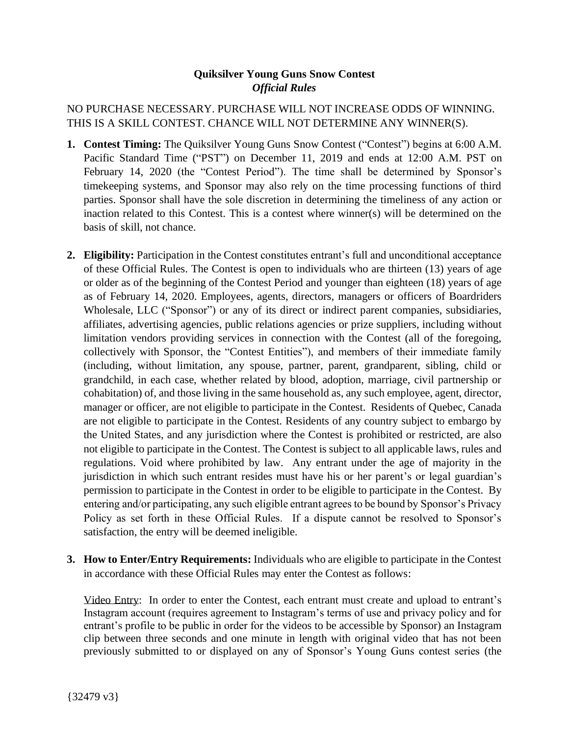# Quiksilver Young Guns Snow Contest

***Official Rules***

NO PURCHASE NECESSARY. PURCHASE WILL NOT INCREASE ODDS OF WINNING. THIS IS A SKILL CONTEST. CHANCE WILL NOT DETERMINE ANY WINNER(S).

1. **Contest Timing:** The Quiksilver Young Guns Snow Contest ("Contest") begins at 6:00 A.M. Pacific Standard Time ("PST") on December 11, 2019 and ends at 12:00 A.M. PST on February 14, 2020 (the "Contest Period"). The time shall be determined by Sponsor's timekeeping systems, and Sponsor may also rely on the time processing functions of third parties. Sponsor shall have the sole discretion in determining the timeliness of any action or inaction related to this Contest. This is a contest where winner(s) will be determined on the basis of skill, not chance.

2. **Eligibility:** Participation in the Contest constitutes entrant's full and unconditional acceptance of these Official Rules. The Contest is open to individuals who are thirteen (13) years of age or older as of the beginning of the Contest Period and younger than eighteen (18) years of age as of February 14, 2020. Employees, agents, directors, managers or officers of Boardriders Wholesale, LLC ("Sponsor") or any of its direct or indirect parent companies, subsidiaries, affiliates, advertising agencies, public relations agencies or prize suppliers, including without limitation vendors providing services in connection with the Contest (all of the foregoing, collectively with Sponsor, the "Contest Entities"), and members of their immediate family (including, without limitation, any spouse, partner, parent, grandparent, sibling, child or grandchild, in each case, whether related by blood, adoption, marriage, civil partnership or cohabitation) of, and those living in the same household as, any such employee, agent, director, manager or officer, are not eligible to participate in the Contest. Residents of Quebec, Canada are not eligible to participate in the Contest. Residents of any country subject to embargo by the United States, and any jurisdiction where the Contest is prohibited or restricted, are also not eligible to participate in the Contest. The Contest is subject to all applicable laws, rules and regulations. Void where prohibited by law. Any entrant under the age of majority in the jurisdiction in which such entrant resides must have his or her parent's or legal guardian's permission to participate in the Contest in order to be eligible to participate in the Contest. By entering and/or participating, any such eligible entrant agrees to be bound by Sponsor's Privacy Policy as set forth in these Official Rules. If a dispute cannot be resolved to Sponsor's satisfaction, the entry will be deemed ineligible.

3. **How to Enter/Entry Requirements:** Individuals who are eligible to participate in the Contest in accordance with these Official Rules may enter the Contest as follows:

   Video Entry: In order to enter the Contest, each entrant must create and upload to entrant's Instagram account (requires agreement to Instagram's terms of use and privacy policy and for entrant's profile to be public in order for the videos to be accessible by Sponsor) an Instagram clip between three seconds and one minute in length with original video that has not been previously submitted to or displayed on any of Sponsor's Young Guns contest series (the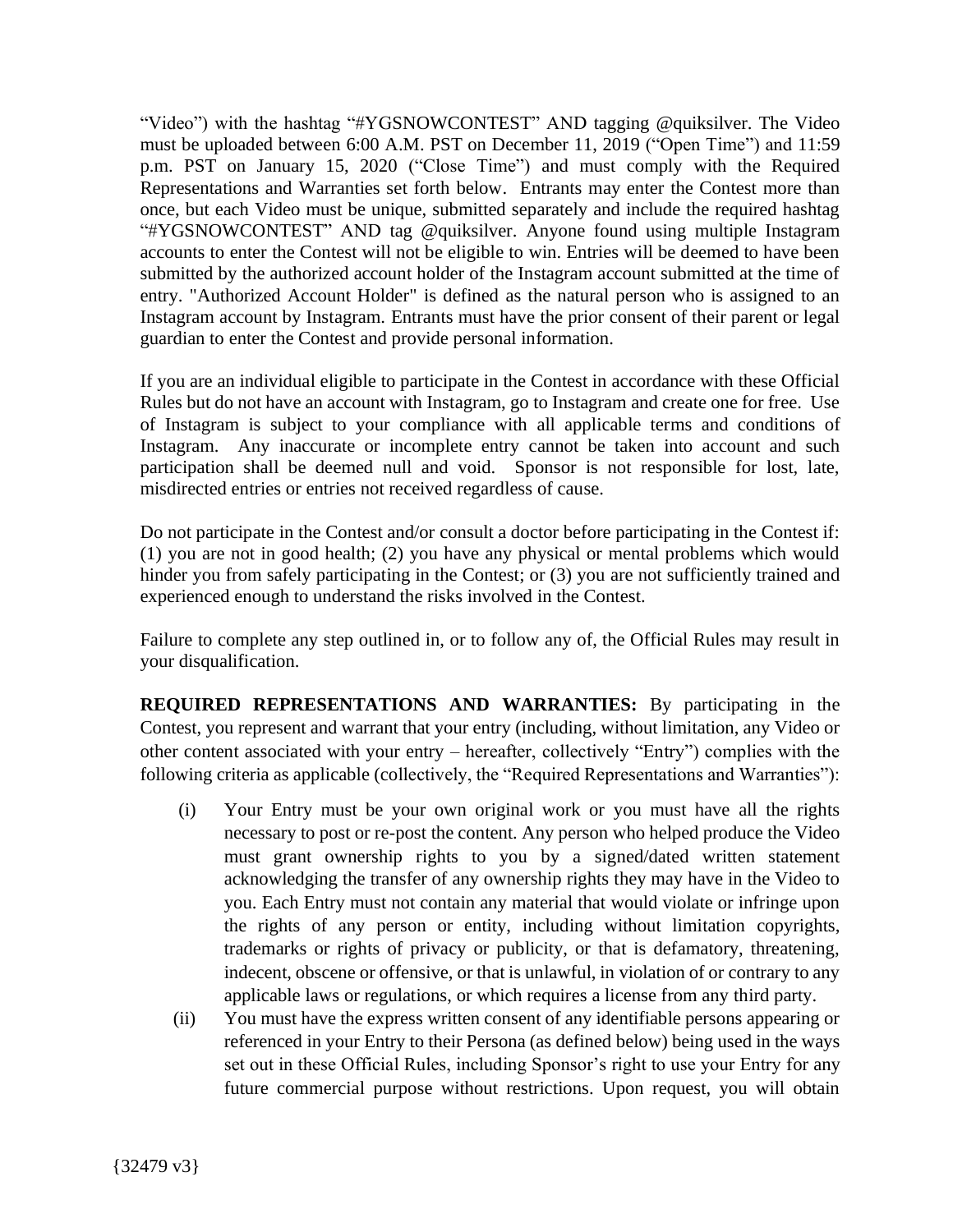"Video") with the hashtag "#YGSNOWCONTEST" AND tagging @quiksilver. The Video must be uploaded between 6:00 A.M. PST on December 11, 2019 ("Open Time") and 11:59 p.m. PST on January 15, 2020 ("Close Time") and must comply with the Required Representations and Warranties set forth below. Entrants may enter the Contest more than once, but each Video must be unique, submitted separately and include the required hashtag "#YGSNOWCONTEST" AND tag @quiksilver. Anyone found using multiple Instagram accounts to enter the Contest will not be eligible to win. Entries will be deemed to have been submitted by the authorized account holder of the Instagram account submitted at the time of entry. "Authorized Account Holder" is defined as the natural person who is assigned to an Instagram account by Instagram. Entrants must have the prior consent of their parent or legal guardian to enter the Contest and provide personal information.

If you are an individual eligible to participate in the Contest in accordance with these Official Rules but do not have an account with Instagram, go to Instagram and create one for free. Use of Instagram is subject to your compliance with all applicable terms and conditions of Instagram. Any inaccurate or incomplete entry cannot be taken into account and such participation shall be deemed null and void. Sponsor is not responsible for lost, late, misdirected entries or entries not received regardless of cause.

Do not participate in the Contest and/or consult a doctor before participating in the Contest if: (1) you are not in good health; (2) you have any physical or mental problems which would hinder you from safely participating in the Contest; or (3) you are not sufficiently trained and experienced enough to understand the risks involved in the Contest.

Failure to complete any step outlined in, or to follow any of, the Official Rules may result in your disqualification.

**REQUIRED REPRESENTATIONS AND WARRANTIES:** By participating in the Contest, you represent and warrant that your entry (including, without limitation, any Video or other content associated with your entry – hereafter, collectively "Entry") complies with the following criteria as applicable (collectively, the "Required Representations and Warranties"):

(i) Your Entry must be your own original work or you must have all the rights necessary to post or re-post the content. Any person who helped produce the Video must grant ownership rights to you by a signed/dated written statement acknowledging the transfer of any ownership rights they may have in the Video to you. Each Entry must not contain any material that would violate or infringe upon the rights of any person or entity, including without limitation copyrights, trademarks or rights of privacy or publicity, or that is defamatory, threatening, indecent, obscene or offensive, or that is unlawful, in violation of or contrary to any applicable laws or regulations, or which requires a license from any third party.

(ii) You must have the express written consent of any identifiable persons appearing or referenced in your Entry to their Persona (as defined below) being used in the ways set out in these Official Rules, including Sponsor's right to use your Entry for any future commercial purpose without restrictions. Upon request, you will obtain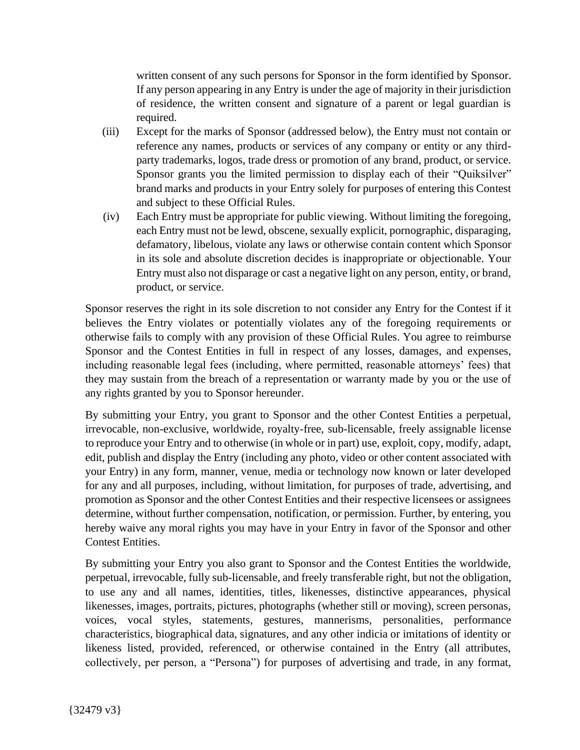written consent of any such persons for Sponsor in the form identified by Sponsor. If any person appearing in any Entry is under the age of majority in their jurisdiction of residence, the written consent and signature of a parent or legal guardian is required.

(iii) Except for the marks of Sponsor (addressed below), the Entry must not contain or reference any names, products or services of any company or entity or any third-party trademarks, logos, trade dress or promotion of any brand, product, or service. Sponsor grants you the limited permission to display each of their "Quiksilver" brand marks and products in your Entry solely for purposes of entering this Contest and subject to these Official Rules.

(iv) Each Entry must be appropriate for public viewing. Without limiting the foregoing, each Entry must not be lewd, obscene, sexually explicit, pornographic, disparaging, defamatory, libelous, violate any laws or otherwise contain content which Sponsor in its sole and absolute discretion decides is inappropriate or objectionable. Your Entry must also not disparage or cast a negative light on any person, entity, or brand, product, or service.

Sponsor reserves the right in its sole discretion to not consider any Entry for the Contest if it believes the Entry violates or potentially violates any of the foregoing requirements or otherwise fails to comply with any provision of these Official Rules. You agree to reimburse Sponsor and the Contest Entities in full in respect of any losses, damages, and expenses, including reasonable legal fees (including, where permitted, reasonable attorneys' fees) that they may sustain from the breach of a representation or warranty made by you or the use of any rights granted by you to Sponsor hereunder.

By submitting your Entry, you grant to Sponsor and the other Contest Entities a perpetual, irrevocable, non-exclusive, worldwide, royalty-free, sub-licensable, freely assignable license to reproduce your Entry and to otherwise (in whole or in part) use, exploit, copy, modify, adapt, edit, publish and display the Entry (including any photo, video or other content associated with your Entry) in any form, manner, venue, media or technology now known or later developed for any and all purposes, including, without limitation, for purposes of trade, advertising, and promotion as Sponsor and the other Contest Entities and their respective licensees or assignees determine, without further compensation, notification, or permission. Further, by entering, you hereby waive any moral rights you may have in your Entry in favor of the Sponsor and other Contest Entities.

By submitting your Entry you also grant to Sponsor and the Contest Entities the worldwide, perpetual, irrevocable, fully sub-licensable, and freely transferable right, but not the obligation, to use any and all names, identities, titles, likenesses, distinctive appearances, physical likenesses, images, portraits, pictures, photographs (whether still or moving), screen personas, voices, vocal styles, statements, gestures, mannerisms, personalities, performance characteristics, biographical data, signatures, and any other indicia or imitations of identity or likeness listed, provided, referenced, or otherwise contained in the Entry (all attributes, collectively, per person, a "Persona") for purposes of advertising and trade, in any format,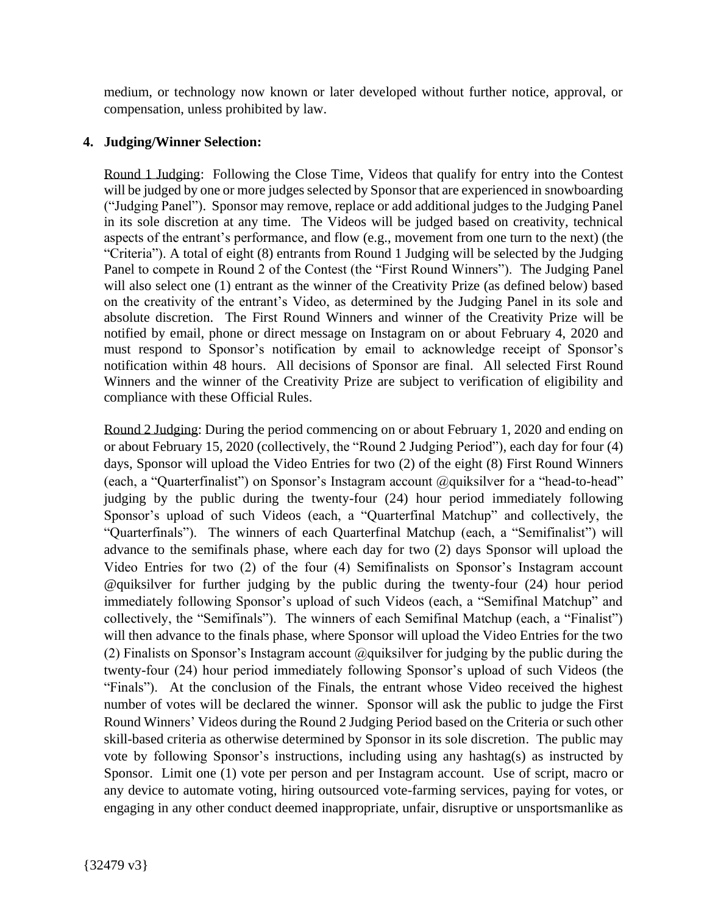medium, or technology now known or later developed without further notice, approval, or compensation, unless prohibited by law.

**4. Judging/Winner Selection:**

Round 1 Judging: Following the Close Time, Videos that qualify for entry into the Contest will be judged by one or more judges selected by Sponsor that are experienced in snowboarding ("Judging Panel"). Sponsor may remove, replace or add additional judges to the Judging Panel in its sole discretion at any time. The Videos will be judged based on creativity, technical aspects of the entrant's performance, and flow (e.g., movement from one turn to the next) (the "Criteria"). A total of eight (8) entrants from Round 1 Judging will be selected by the Judging Panel to compete in Round 2 of the Contest (the "First Round Winners"). The Judging Panel will also select one (1) entrant as the winner of the Creativity Prize (as defined below) based on the creativity of the entrant's Video, as determined by the Judging Panel in its sole and absolute discretion. The First Round Winners and winner of the Creativity Prize will be notified by email, phone or direct message on Instagram on or about February 4, 2020 and must respond to Sponsor's notification by email to acknowledge receipt of Sponsor's notification within 48 hours. All decisions of Sponsor are final. All selected First Round Winners and the winner of the Creativity Prize are subject to verification of eligibility and compliance with these Official Rules.

Round 2 Judging: During the period commencing on or about February 1, 2020 and ending on or about February 15, 2020 (collectively, the "Round 2 Judging Period"), each day for four (4) days, Sponsor will upload the Video Entries for two (2) of the eight (8) First Round Winners (each, a "Quarterfinalist") on Sponsor's Instagram account @quiksilver for a "head-to-head" judging by the public during the twenty-four (24) hour period immediately following Sponsor's upload of such Videos (each, a "Quarterfinal Matchup" and collectively, the "Quarterfinals"). The winners of each Quarterfinal Matchup (each, a "Semifinalist") will advance to the semifinals phase, where each day for two (2) days Sponsor will upload the Video Entries for two (2) of the four (4) Semifinalists on Sponsor's Instagram account @quiksilver for further judging by the public during the twenty-four (24) hour period immediately following Sponsor's upload of such Videos (each, a "Semifinal Matchup" and collectively, the "Semifinals"). The winners of each Semifinal Matchup (each, a "Finalist") will then advance to the finals phase, where Sponsor will upload the Video Entries for the two (2) Finalists on Sponsor's Instagram account @quiksilver for judging by the public during the twenty-four (24) hour period immediately following Sponsor's upload of such Videos (the "Finals"). At the conclusion of the Finals, the entrant whose Video received the highest number of votes will be declared the winner. Sponsor will ask the public to judge the First Round Winners' Videos during the Round 2 Judging Period based on the Criteria or such other skill-based criteria as otherwise determined by Sponsor in its sole discretion. The public may vote by following Sponsor's instructions, including using any hashtag(s) as instructed by Sponsor. Limit one (1) vote per person and per Instagram account. Use of script, macro or any device to automate voting, hiring outsourced vote-farming services, paying for votes, or engaging in any other conduct deemed inappropriate, unfair, disruptive or unsportsmanlike as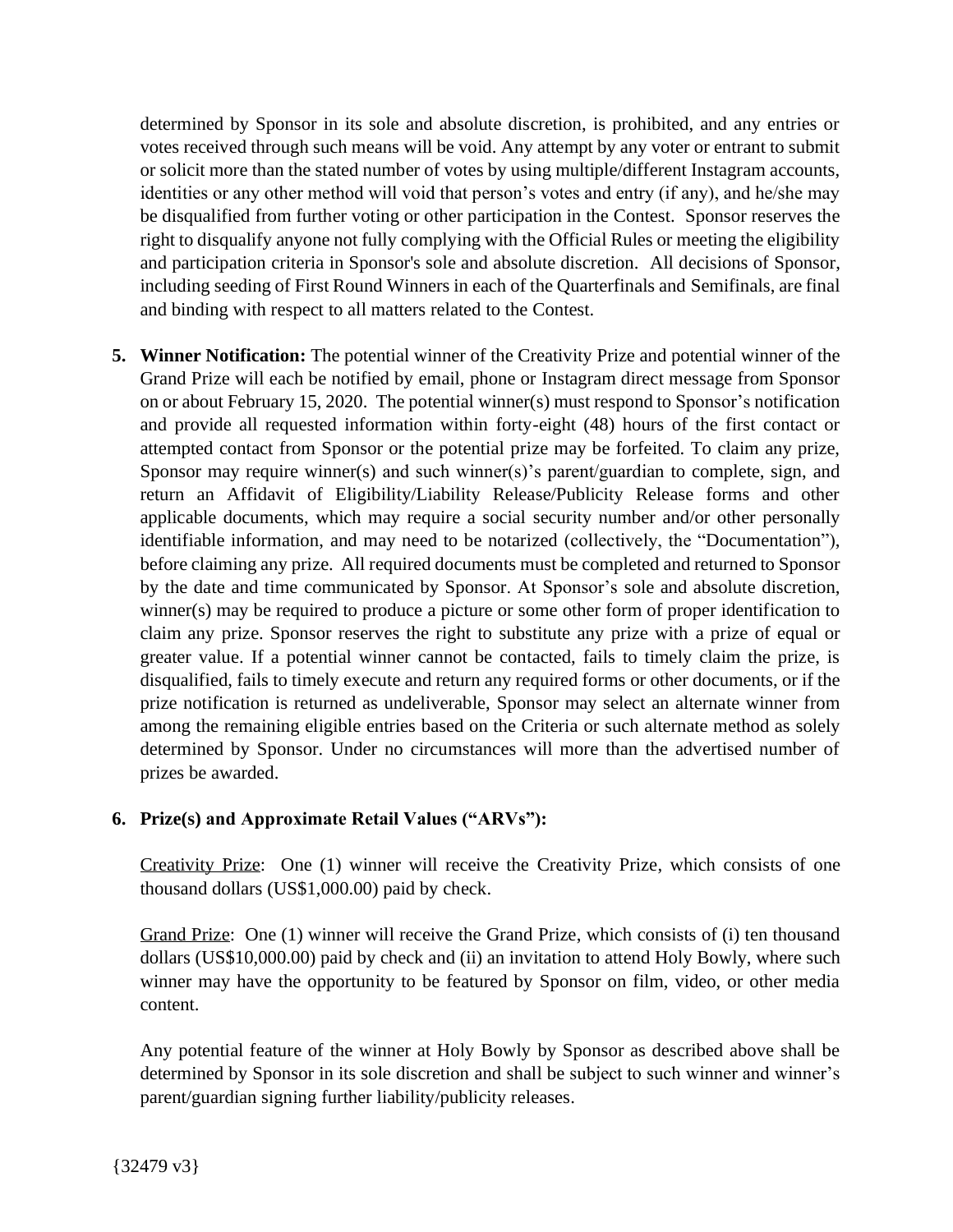determined by Sponsor in its sole and absolute discretion, is prohibited, and any entries or votes received through such means will be void. Any attempt by any voter or entrant to submit or solicit more than the stated number of votes by using multiple/different Instagram accounts, identities or any other method will void that person's votes and entry (if any), and he/she may be disqualified from further voting or other participation in the Contest. Sponsor reserves the right to disqualify anyone not fully complying with the Official Rules or meeting the eligibility and participation criteria in Sponsor's sole and absolute discretion. All decisions of Sponsor, including seeding of First Round Winners in each of the Quarterfinals and Semifinals, are final and binding with respect to all matters related to the Contest.

5. **Winner Notification:** The potential winner of the Creativity Prize and potential winner of the Grand Prize will each be notified by email, phone or Instagram direct message from Sponsor on or about February 15, 2020. The potential winner(s) must respond to Sponsor's notification and provide all requested information within forty-eight (48) hours of the first contact or attempted contact from Sponsor or the potential prize may be forfeited. To claim any prize, Sponsor may require winner(s) and such winner(s)'s parent/guardian to complete, sign, and return an Affidavit of Eligibility/Liability Release/Publicity Release forms and other applicable documents, which may require a social security number and/or other personally identifiable information, and may need to be notarized (collectively, the "Documentation"), before claiming any prize. All required documents must be completed and returned to Sponsor by the date and time communicated by Sponsor. At Sponsor's sole and absolute discretion, winner(s) may be required to produce a picture or some other form of proper identification to claim any prize. Sponsor reserves the right to substitute any prize with a prize of equal or greater value. If a potential winner cannot be contacted, fails to timely claim the prize, is disqualified, fails to timely execute and return any required forms or other documents, or if the prize notification is returned as undeliverable, Sponsor may select an alternate winner from among the remaining eligible entries based on the Criteria or such alternate method as solely determined by Sponsor. Under no circumstances will more than the advertised number of prizes be awarded.

6. **Prize(s) and Approximate Retail Values ("ARVs"):**

   Creativity Prize: One (1) winner will receive the Creativity Prize, which consists of one thousand dollars (US$1,000.00) paid by check.

   Grand Prize: One (1) winner will receive the Grand Prize, which consists of (i) ten thousand dollars (US$10,000.00) paid by check and (ii) an invitation to attend Holy Bowly, where such winner may have the opportunity to be featured by Sponsor on film, video, or other media content.

   Any potential feature of the winner at Holy Bowly by Sponsor as described above shall be determined by Sponsor in its sole discretion and shall be subject to such winner and winner's parent/guardian signing further liability/publicity releases.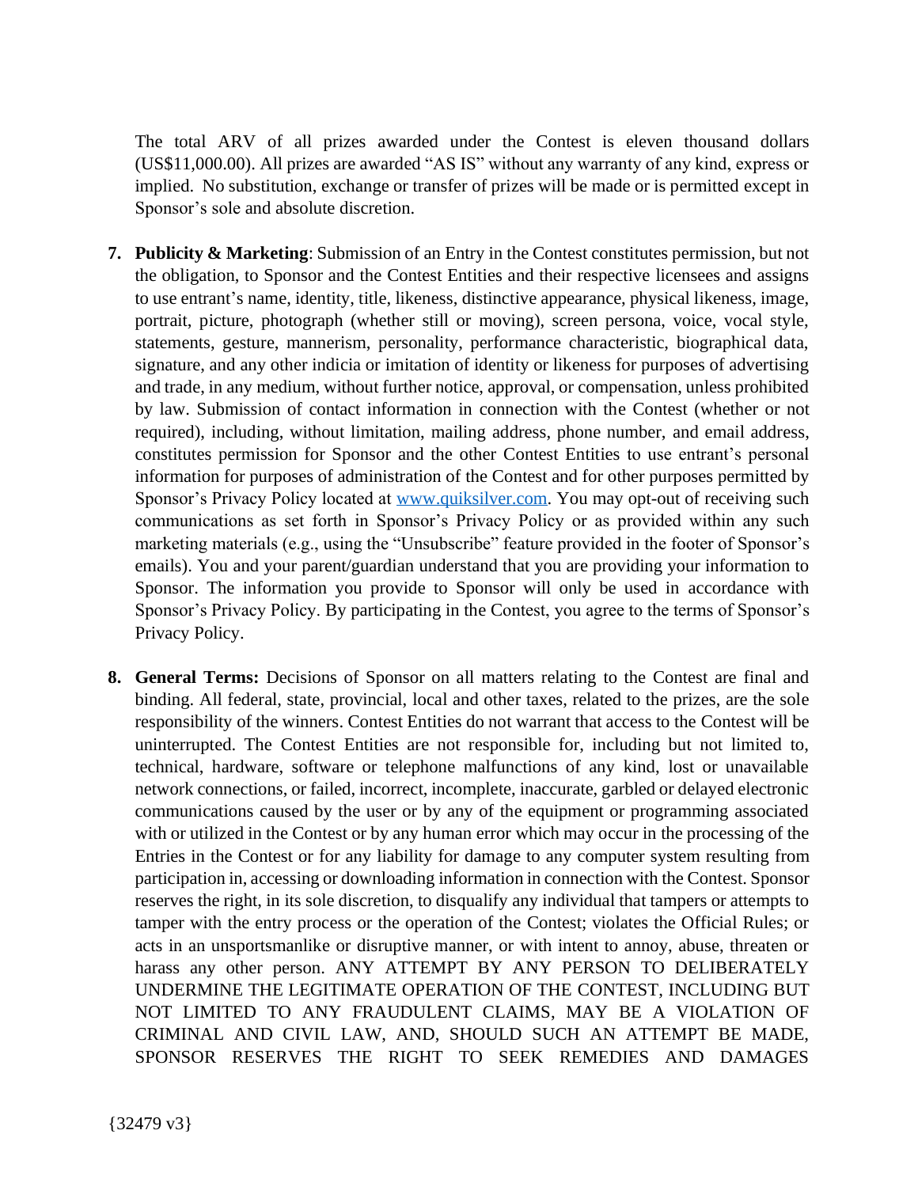The total ARV of all prizes awarded under the Contest is eleven thousand dollars (US$11,000.00). All prizes are awarded "AS IS" without any warranty of any kind, express or implied. No substitution, exchange or transfer of prizes will be made or is permitted except in Sponsor's sole and absolute discretion.

7. **Publicity & Marketing**: Submission of an Entry in the Contest constitutes permission, but not the obligation, to Sponsor and the Contest Entities and their respective licensees and assigns to use entrant's name, identity, title, likeness, distinctive appearance, physical likeness, image, portrait, picture, photograph (whether still or moving), screen persona, voice, vocal style, statements, gesture, mannerism, personality, performance characteristic, biographical data, signature, and any other indicia or imitation of identity or likeness for purposes of advertising and trade, in any medium, without further notice, approval, or compensation, unless prohibited by law. Submission of contact information in connection with the Contest (whether or not required), including, without limitation, mailing address, phone number, and email address, constitutes permission for Sponsor and the other Contest Entities to use entrant's personal information for purposes of administration of the Contest and for other purposes permitted by Sponsor's Privacy Policy located at [www.quiksilver.com](http://www.quiksilver.com). You may opt-out of receiving such communications as set forth in Sponsor's Privacy Policy or as provided within any such marketing materials (e.g., using the "Unsubscribe" feature provided in the footer of Sponsor's emails). You and your parent/guardian understand that you are providing your information to Sponsor. The information you provide to Sponsor will only be used in accordance with Sponsor's Privacy Policy. By participating in the Contest, you agree to the terms of Sponsor's Privacy Policy.

8. **General Terms:** Decisions of Sponsor on all matters relating to the Contest are final and binding. All federal, state, provincial, local and other taxes, related to the prizes, are the sole responsibility of the winners. Contest Entities do not warrant that access to the Contest will be uninterrupted. The Contest Entities are not responsible for, including but not limited to, technical, hardware, software or telephone malfunctions of any kind, lost or unavailable network connections, or failed, incorrect, incomplete, inaccurate, garbled or delayed electronic communications caused by the user or by any of the equipment or programming associated with or utilized in the Contest or by any human error which may occur in the processing of the Entries in the Contest or for any liability for damage to any computer system resulting from participation in, accessing or downloading information in connection with the Contest. Sponsor reserves the right, in its sole discretion, to disqualify any individual that tampers or attempts to tamper with the entry process or the operation of the Contest; violates the Official Rules; or acts in an unsportsmanlike or disruptive manner, or with intent to annoy, abuse, threaten or harass any other person. ANY ATTEMPT BY ANY PERSON TO DELIBERATELY UNDERMINE THE LEGITIMATE OPERATION OF THE CONTEST, INCLUDING BUT NOT LIMITED TO ANY FRAUDULENT CLAIMS, MAY BE A VIOLATION OF CRIMINAL AND CIVIL LAW, AND, SHOULD SUCH AN ATTEMPT BE MADE, SPONSOR RESERVES THE RIGHT TO SEEK REMEDIES AND DAMAGES

{32479 v3}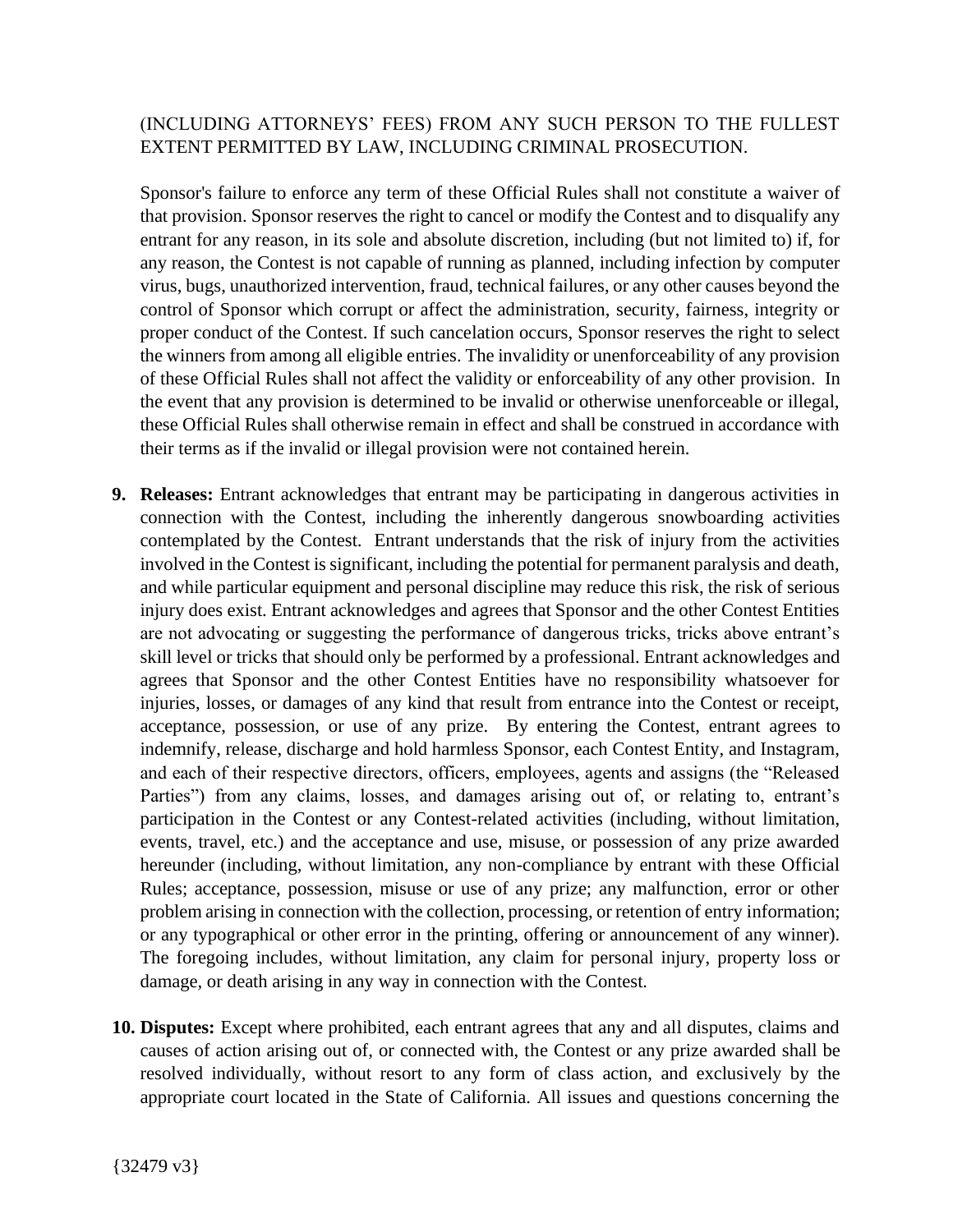(INCLUDING ATTORNEYS' FEES) FROM ANY SUCH PERSON TO THE FULLEST EXTENT PERMITTED BY LAW, INCLUDING CRIMINAL PROSECUTION.

Sponsor's failure to enforce any term of these Official Rules shall not constitute a waiver of that provision. Sponsor reserves the right to cancel or modify the Contest and to disqualify any entrant for any reason, in its sole and absolute discretion, including (but not limited to) if, for any reason, the Contest is not capable of running as planned, including infection by computer virus, bugs, unauthorized intervention, fraud, technical failures, or any other causes beyond the control of Sponsor which corrupt or affect the administration, security, fairness, integrity or proper conduct of the Contest. If such cancelation occurs, Sponsor reserves the right to select the winners from among all eligible entries. The invalidity or unenforceability of any provision of these Official Rules shall not affect the validity or enforceability of any other provision. In the event that any provision is determined to be invalid or otherwise unenforceable or illegal, these Official Rules shall otherwise remain in effect and shall be construed in accordance with their terms as if the invalid or illegal provision were not contained herein.

9. **Releases:** Entrant acknowledges that entrant may be participating in dangerous activities in connection with the Contest, including the inherently dangerous snowboarding activities contemplated by the Contest. Entrant understands that the risk of injury from the activities involved in the Contest is significant, including the potential for permanent paralysis and death, and while particular equipment and personal discipline may reduce this risk, the risk of serious injury does exist. Entrant acknowledges and agrees that Sponsor and the other Contest Entities are not advocating or suggesting the performance of dangerous tricks, tricks above entrant's skill level or tricks that should only be performed by a professional. Entrant acknowledges and agrees that Sponsor and the other Contest Entities have no responsibility whatsoever for injuries, losses, or damages of any kind that result from entrance into the Contest or receipt, acceptance, possession, or use of any prize. By entering the Contest, entrant agrees to indemnify, release, discharge and hold harmless Sponsor, each Contest Entity, and Instagram, and each of their respective directors, officers, employees, agents and assigns (the "Released Parties") from any claims, losses, and damages arising out of, or relating to, entrant's participation in the Contest or any Contest-related activities (including, without limitation, events, travel, etc.) and the acceptance and use, misuse, or possession of any prize awarded hereunder (including, without limitation, any non-compliance by entrant with these Official Rules; acceptance, possession, misuse or use of any prize; any malfunction, error or other problem arising in connection with the collection, processing, or retention of entry information; or any typographical or other error in the printing, offering or announcement of any winner). The foregoing includes, without limitation, any claim for personal injury, property loss or damage, or death arising in any way in connection with the Contest.

10. **Disputes:** Except where prohibited, each entrant agrees that any and all disputes, claims and causes of action arising out of, or connected with, the Contest or any prize awarded shall be resolved individually, without resort to any form of class action, and exclusively by the appropriate court located in the State of California. All issues and questions concerning the

{32479 v3}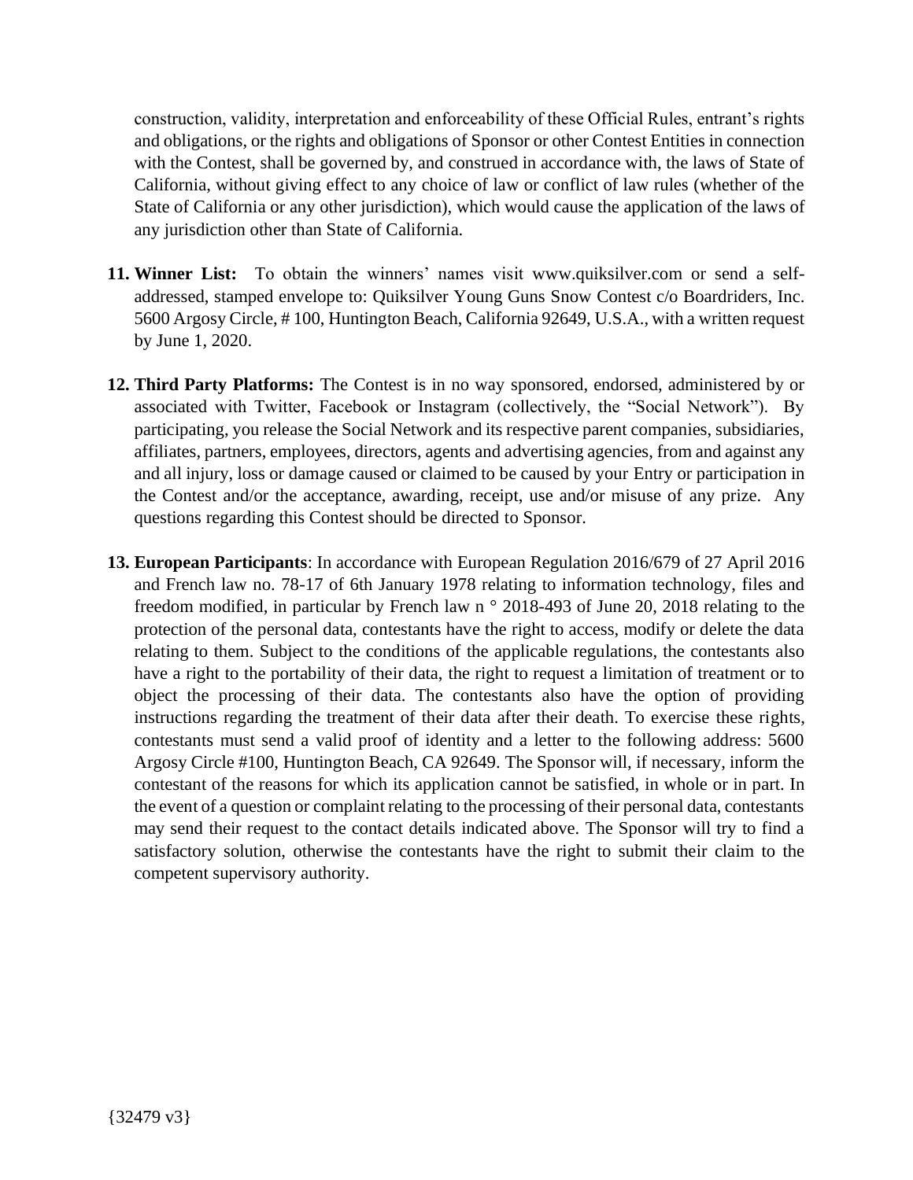construction, validity, interpretation and enforceability of these Official Rules, entrant's rights and obligations, or the rights and obligations of Sponsor or other Contest Entities in connection with the Contest, shall be governed by, and construed in accordance with, the laws of State of California, without giving effect to any choice of law or conflict of law rules (whether of the State of California or any other jurisdiction), which would cause the application of the laws of any jurisdiction other than State of California.

11. **Winner List:** To obtain the winners' names visit www.quiksilver.com or send a self-addressed, stamped envelope to: Quiksilver Young Guns Snow Contest c/o Boardriders, Inc. 5600 Argosy Circle, # 100, Huntington Beach, California 92649, U.S.A., with a written request by June 1, 2020.

12. **Third Party Platforms:** The Contest is in no way sponsored, endorsed, administered by or associated with Twitter, Facebook or Instagram (collectively, the "Social Network"). By participating, you release the Social Network and its respective parent companies, subsidiaries, affiliates, partners, employees, directors, agents and advertising agencies, from and against any and all injury, loss or damage caused or claimed to be caused by your Entry or participation in the Contest and/or the acceptance, awarding, receipt, use and/or misuse of any prize. Any questions regarding this Contest should be directed to Sponsor.

13. **European Participants**: In accordance with European Regulation 2016/679 of 27 April 2016 and French law no. 78-17 of 6th January 1978 relating to information technology, files and freedom modified, in particular by French law n ° 2018-493 of June 20, 2018 relating to the protection of the personal data, contestants have the right to access, modify or delete the data relating to them. Subject to the conditions of the applicable regulations, the contestants also have a right to the portability of their data, the right to request a limitation of treatment or to object the processing of their data. The contestants also have the option of providing instructions regarding the treatment of their data after their death. To exercise these rights, contestants must send a valid proof of identity and a letter to the following address: 5600 Argosy Circle #100, Huntington Beach, CA 92649. The Sponsor will, if necessary, inform the contestant of the reasons for which its application cannot be satisfied, in whole or in part. In the event of a question or complaint relating to the processing of their personal data, contestants may send their request to the contact details indicated above. The Sponsor will try to find a satisfactory solution, otherwise the contestants have the right to submit their claim to the competent supervisory authority.

{32479 v3}